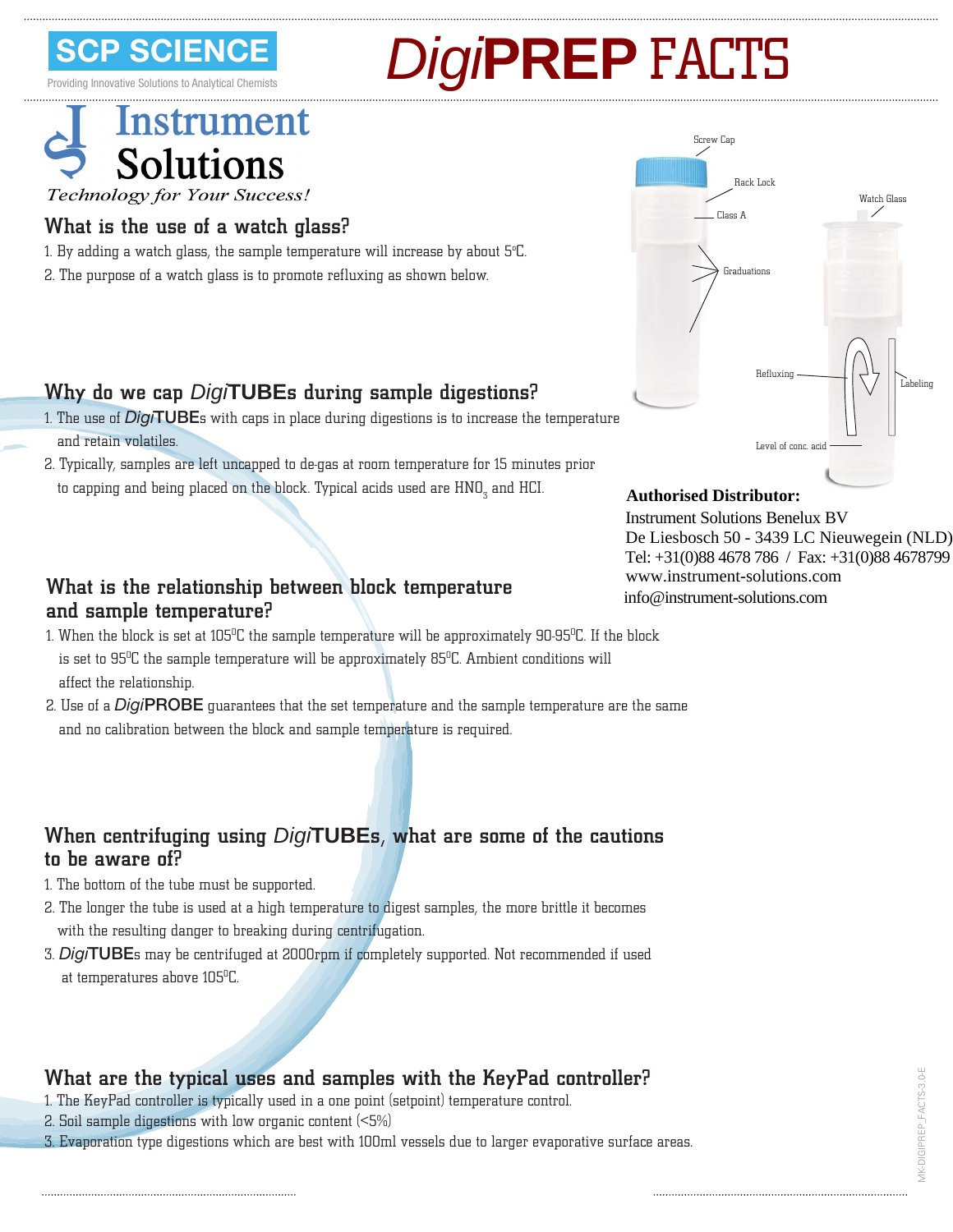SCP SCIENCE

Providing Innovative Solutions to Analytical Chemists

# *Digi*PREP FACTS

Instrument Solutions

*Technology for Your Success!*

## What is the use of a watch glass?

1. By adding a watch glass, the sample temperature will increase by about 5°C.
2. The purpose of a watch glass is to promote refluxing as shown below.

Screw Cap

Rack Lock

Class A

Graduations

Watch Glass

Refluxing

Labeling

Level of conc. acid

## Why do we cap *Digi*TUBEs during sample digestions?

1. The use of *Digi*TUBEs with caps in place during digestions is to increase the temperature and retain volatiles.
2. Typically, samples are left uncapped to de-gas at room temperature for 15 minutes prior to capping and being placed on the block. Typical acids used are $HNO_3$ and HCl.

**Authorised Distributor:**

Instrument Solutions Benelux BV
De Liesbosch 50 - 3439 LC Nieuwegein (NLD)
Tel: +31(0)88 4678 786 / Fax: +31(0)88 4678799
www.instrument-solutions.com
info@instrument-solutions.com

## What is the relationship between block temperature and sample temperature?

1. When the block is set at 105°C the sample temperature will be approximately 90-95°C. If the block is set to 95°C the sample temperature will be approximately 85°C. Ambient conditions will affect the relationship.
2. Use of a *Digi*PROBE guarantees that the set temperature and the sample temperature are the same and no calibration between the block and sample temperature is required.

## When centrifuging using *Digi*TUBEs, what are some of the cautions to be aware of?

1. The bottom of the tube must be supported.
2. The longer the tube is used at a high temperature to digest samples, the more brittle it becomes with the resulting danger to breaking during centrifugation.
3. *Digi*TUBEs may be centrifuged at 2000rpm if completely supported. Not recommended if used at temperatures above 105°C.

## What are the typical uses and samples with the KeyPad controller?

1. The KeyPad controller is typically used in a one point (setpoint) temperature control.
2. Soil sample digestions with low organic content (<5%)
3. Evaporation type digestions which are best with 100ml vessels due to larger evaporative surface areas.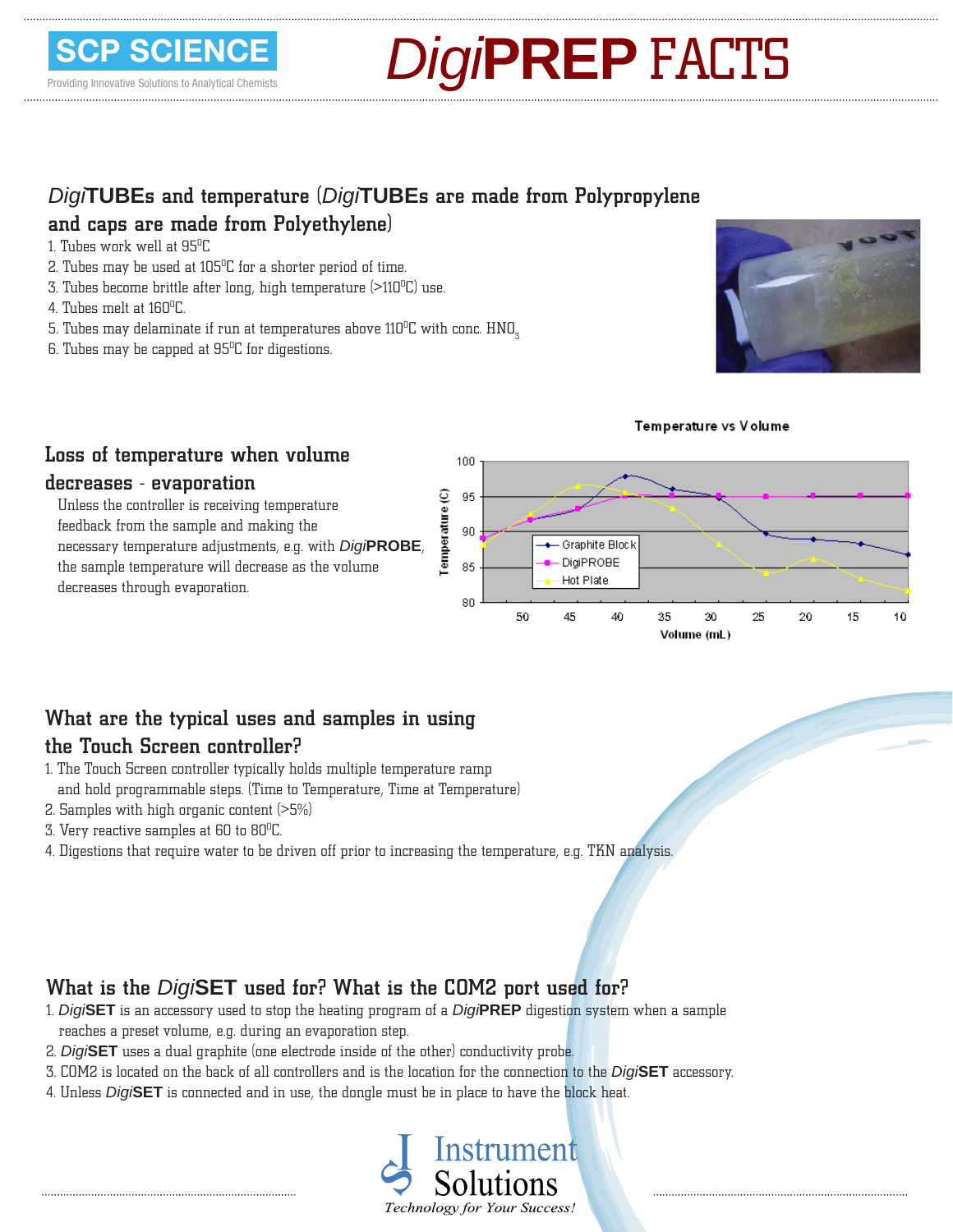# *Digi*PREP FACTS

## *Digi*TUBEs and temperature (*Digi*TUBEs are made from Polypropylene and caps are made from Polyethylene)

1. Tubes work well at 95$^0$C
2. Tubes may be used at 105$^0$C for a shorter period of time.
3. Tubes become brittle after long, high temperature (>110$^0$C) use.
4. Tubes melt at 160$^0$C.
5. Tubes may delaminate if run at temperatures above 110$^0$C with conc. $HNO_3$.
6. Tubes may be capped at 95$^0$C for digestions.

## Loss of temperature when volume decreases - evaporation

Unless the controller is receiving temperature feedback from the sample and making the necessary temperature adjustments, e.g. with *Digi***PROBE**, the sample temperature will decrease as the volume decreases through evaporation.

Temperature vs Volume

Temperature (C)

100
95
90
85
80

Volume (mL)

50 45 40 35 30 25 20 15 10

Graphite Block
DigiPROBE
Hot Plate

## What are the typical uses and samples in using the Touch Screen controller?

1. The Touch Screen controller typically holds multiple temperature ramp and hold programmable steps. (Time to Temperature, Time at Temperature)
2. Samples with high organic content (>5%)
3. Very reactive samples at 60 to 80$^0$C.
4. Digestions that require water to be driven off prior to increasing the temperature, e.g. TKN analysis.

## What is the *Digi*SET used for? What is the COM2 port used for?

1. *Digi***SET** is an accessory used to stop the heating program of a *Digi***PREP** digestion system when a sample reaches a preset volume, e.g. during an evaporation step.
2. *Digi***SET** uses a dual graphite (one electrode inside of the other) conductivity probe.
3. COM2 is located on the back of all controllers and is the location for the connection to the *Digi***SET** accessory.
4. Unless *Digi***SET** is connected and in use, the dongle must be in place to have the block heat.

Instrument Solutions
*Technology for Your Success!*